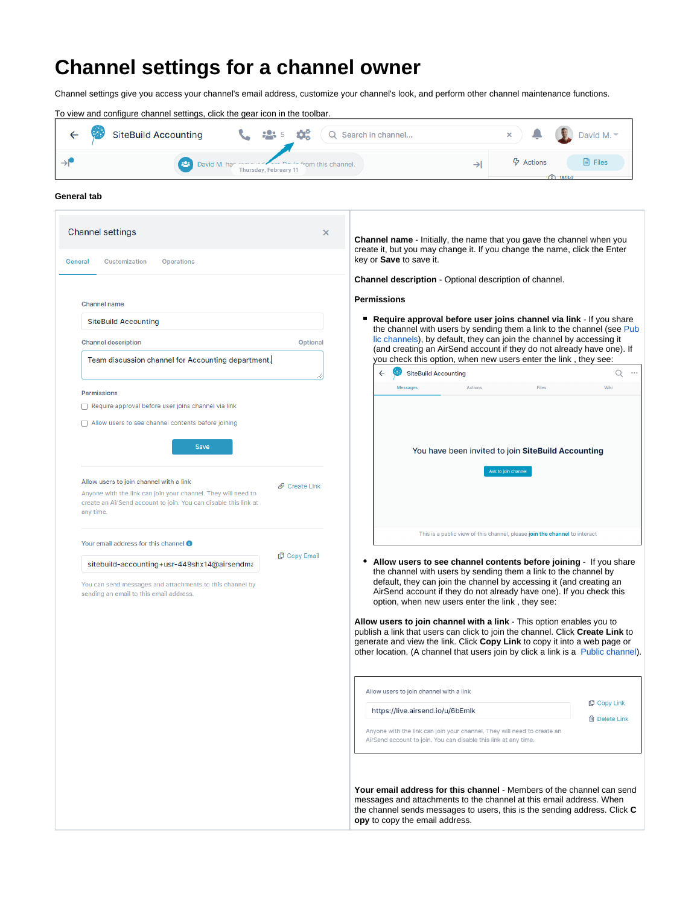# Channel settings for a channel owner

Channel settings give you access your channel's email address, customize your channel's look, and perform other channel maintenance functions.

To view and configure channel settings, click the gear icon in the toolbar.

**General tab**

**Channel name** - Initially, the name that you gave the channel when you create it, but you may change it. If you change the name, click the Enter key or **Save** to save it.

**Channel description** - Optional description of channel.

**Permissions**

- **Require approval before user joins channel via link** - If you share the channel with users by sending them a link to the channel (see Public channels), by default, they can join the channel by accessing it (and creating an AirSend account if they do not already have one). If you check this option, when new users enter the link , they see:
- **Allow users to see channel contents before joining** - If you share the channel with users by sending them a link to the channel by default, they can join the channel by accessing it (and creating an AirSend account if they do not already have one). If you check this option, when new users enter the link , they see:

**Allow users to join channel with a link** - This option enables you to publish a link that users can click to join the channel. Click **Create Link** to generate and view the link. Click **Copy Link** to copy it into a web page or other location. (A channel that users join by click a link is a Public channel).

**Your email address for this channel** - Members of the channel can send messages and attachments to the channel at this email address. When the channel sends messages to users, this is the sending address. Click **Copy** to copy the email address.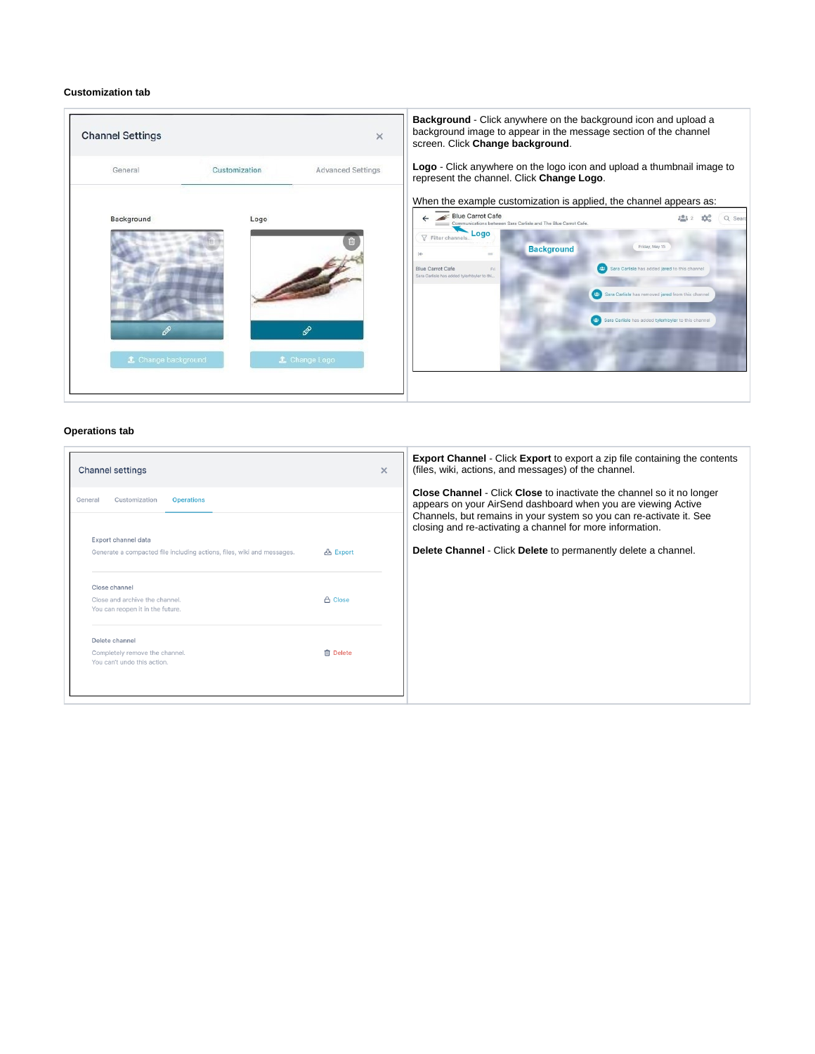**Customization tab**

| | |
|---|---|
| Channel Settings<br><br>General · Customization · Advanced Settings<br><br>Background · Logo<br><br>Change background · Change Logo | **Background** - Click anywhere on the background icon and upload a background image to appear in the message section of the channel screen. Click **Change background**.<br><br>**Logo** - Click anywhere on the logo icon and upload a thumbnail image to represent the channel. Click **Change Logo**.<br><br>When the example customization is applied, the channel appears as: |

**Operations tab**

| | |
|---|---|
| Channel settings<br><br>General · Customization · Operations<br><br>Export channel data<br>Generate a compacted file including actions, files, wiki and messages. — Export<br><br>Close channel<br>Close and archive the channel.<br>You can reopen it in the future. — Close<br><br>Delete channel<br>Completely remove the channel.<br>You can't undo this action. — Delete | **Export Channel** - Click **Export** to export a zip file containing the contents (files, wiki, actions, and messages) of the channel.<br><br>**Close Channel** - Click **Close** to inactivate the channel so it no longer appears on your AirSend dashboard when you are viewing Active Channels, but remains in your system so you can re-activate it. See closing and re-activating a channel for more information.<br><br>**Delete Channel** - Click **Delete** to permanently delete a channel. |